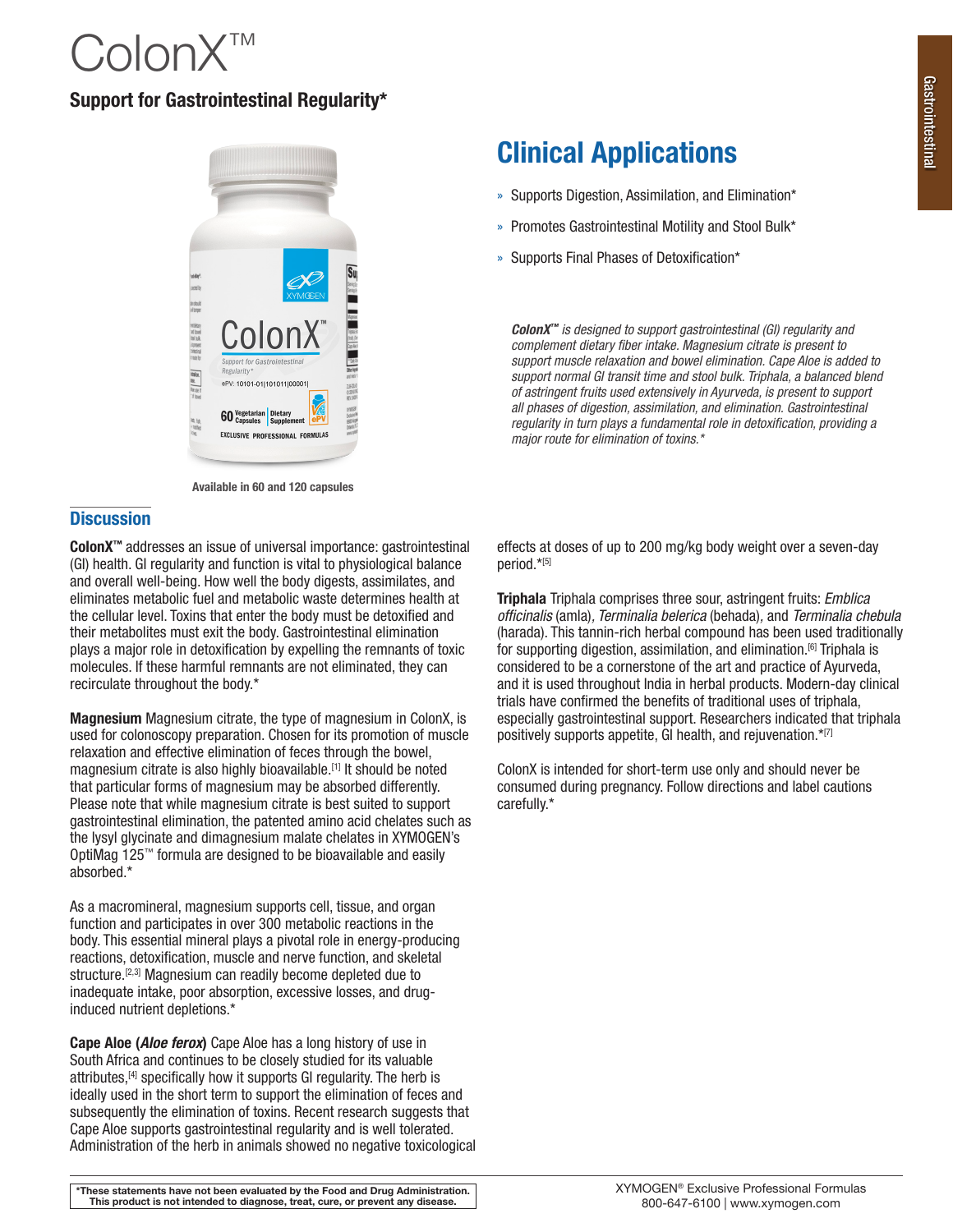# ColonX™

## Support for Gastrointestinal Regularity*

Available in 60 and 120 capsules

## Clinical Applications

- Supports Digestion, Assimilation, and Elimination*
- Promotes Gastrointestinal Motility and Stool Bulk*
- Supports Final Phases of Detoxification*

***ColonX™*** *is designed to support gastrointestinal (GI) regularity and complement dietary fiber intake. Magnesium citrate is present to support muscle relaxation and bowel elimination. Cape Aloe is added to support normal GI transit time and stool bulk. Triphala, a balanced blend of astringent fruits used extensively in Ayurveda, is present to support all phases of digestion, assimilation, and elimination. Gastrointestinal regularity in turn plays a fundamental role in detoxification, providing a major route for elimination of toxins.**

## Discussion

**ColonX™** addresses an issue of universal importance: gastrointestinal (GI) health. GI regularity and function is vital to physiological balance and overall well-being. How well the body digests, assimilates, and eliminates metabolic fuel and metabolic waste determines health at the cellular level. Toxins that enter the body must be detoxified and their metabolites must exit the body. Gastrointestinal elimination plays a major role in detoxification by expelling the remnants of toxic molecules. If these harmful remnants are not eliminated, they can recirculate throughout the body.*

**Magnesium** Magnesium citrate, the type of magnesium in ColonX, is used for colonoscopy preparation. Chosen for its promotion of muscle relaxation and effective elimination of feces through the bowel, magnesium citrate is also highly bioavailable.[1] It should be noted that particular forms of magnesium may be absorbed differently. Please note that while magnesium citrate is best suited to support gastrointestinal elimination, the patented amino acid chelates such as the lysyl glycinate and dimagnesium malate chelates in XYMOGEN's OptiMag 125™ formula are designed to be bioavailable and easily absorbed.*

As a macromineral, magnesium supports cell, tissue, and organ function and participates in over 300 metabolic reactions in the body. This essential mineral plays a pivotal role in energy-producing reactions, detoxification, muscle and nerve function, and skeletal structure.[2,3] Magnesium can readily become depleted due to inadequate intake, poor absorption, excessive losses, and drug-induced nutrient depletions.*

**Cape Aloe (*Aloe ferox*)** Cape Aloe has a long history of use in South Africa and continues to be closely studied for its valuable attributes,[4] specifically how it supports GI regularity. The herb is ideally used in the short term to support the elimination of feces and subsequently the elimination of toxins. Recent research suggests that Cape Aloe supports gastrointestinal regularity and is well tolerated. Administration of the herb in animals showed no negative toxicological effects at doses of up to 200 mg/kg body weight over a seven-day period.*[5]

**Triphala** Triphala comprises three sour, astringent fruits: *Emblica officinalis* (amla), *Terminalia belerica* (behada), and *Terminalia chebula* (harada). This tannin-rich herbal compound has been used traditionally for supporting digestion, assimilation, and elimination.[6] Triphala is considered to be a cornerstone of the art and practice of Ayurveda, and it is used throughout India in herbal products. Modern-day clinical trials have confirmed the benefits of traditional uses of triphala, especially gastrointestinal support. Researchers indicated that triphala positively supports appetite, GI health, and rejuvenation.*[7]

ColonX is intended for short-term use only and should never be consumed during pregnancy. Follow directions and label cautions carefully.*

**\*These statements have not been evaluated by the Food and Drug Administration. This product is not intended to diagnose, treat, cure, or prevent any disease.**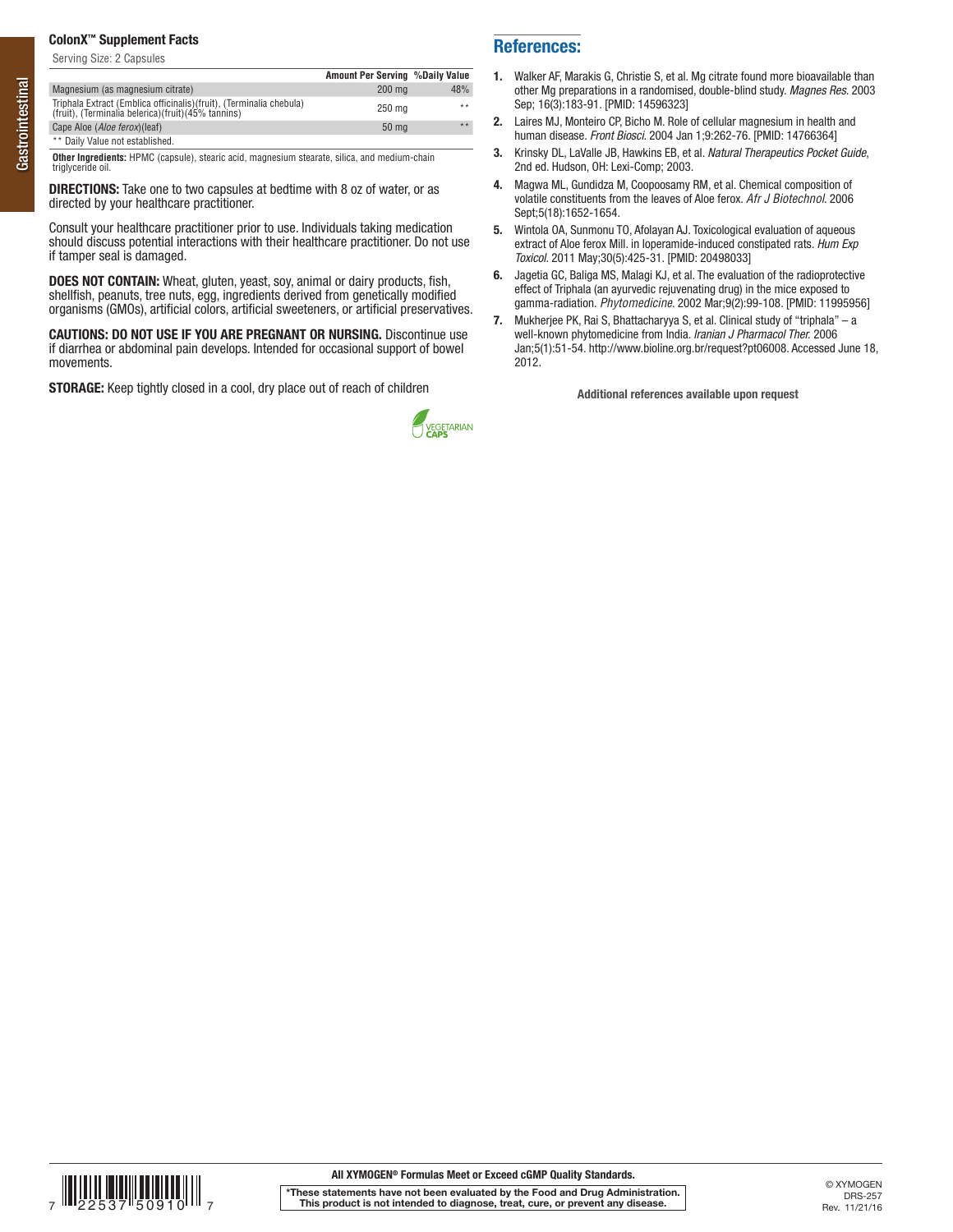**ColonX™ Supplement Facts**

Serving Size: 2 Capsules

| | Amount Per Serving | %Daily Value |
|---|---|---|
| Magnesium (as magnesium citrate) | 200 mg | 48% |
| Triphala Extract (Emblica officinalis)(fruit), (Terminalia chebula)(fruit), (Terminalia belerica)(fruit)(45% tannins) | 250 mg | ** |
| Cape Aloe (*Aloe ferox*)(leaf) | 50 mg | ** |

** Daily Value not established.

**Other Ingredients:** HPMC (capsule), stearic acid, magnesium stearate, silica, and medium-chain triglyceride oil.

**DIRECTIONS:** Take one to two capsules at bedtime with 8 oz of water, or as directed by your healthcare practitioner.

Consult your healthcare practitioner prior to use. Individuals taking medication should discuss potential interactions with their healthcare practitioner. Do not use if tamper seal is damaged.

**DOES NOT CONTAIN:** Wheat, gluten, yeast, soy, animal or dairy products, fish, shellfish, peanuts, tree nuts, egg, ingredients derived from genetically modified organisms (GMOs), artificial colors, artificial sweeteners, or artificial preservatives.

**CAUTIONS: DO NOT USE IF YOU ARE PREGNANT OR NURSING.** Discontinue use if diarrhea or abdominal pain develops. Intended for occasional support of bowel movements.

**STORAGE:** Keep tightly closed in a cool, dry place out of reach of children

VEGETARIAN CAPS

## References:

1. Walker AF, Marakis G, Christie S, et al. Mg citrate found more bioavailable than other Mg preparations in a randomised, double-blind study. *Magnes Res.* 2003 Sep; 16(3):183-91. [PMID: 14596323]
2. Laires MJ, Monteiro CP, Bicho M. Role of cellular magnesium in health and human disease. *Front Biosci.* 2004 Jan 1;9:262-76. [PMID: 14766364]
3. Krinsky DL, LaValle JB, Hawkins EB, et al. *Natural Therapeutics Pocket Guide*, 2nd ed. Hudson, OH: Lexi-Comp; 2003.
4. Magwa ML, Gundidza M, Coopoosamy RM, et al. Chemical composition of volatile constituents from the leaves of Aloe ferox. *Afr J Biotechnol.* 2006 Sept;5(18):1652-1654.
5. Wintola OA, Sunmonu TO, Afolayan AJ. Toxicological evaluation of aqueous extract of Aloe ferox Mill. in loperamide-induced constipated rats. *Hum Exp Toxicol.* 2011 May;30(5):425-31. [PMID: 20498033]
6. Jagetia GC, Baliga MS, Malagi KJ, et al. The evaluation of the radioprotective effect of Triphala (an ayurvedic rejuvenating drug) in the mice exposed to gamma-radiation. *Phytomedicine.* 2002 Mar;9(2):99-108. [PMID: 11995956]
7. Mukherjee PK, Rai S, Bhattacharyya S, et al. Clinical study of "triphala" – a well-known phytomedicine from India. *Iranian J Pharmacol Ther.* 2006 Jan;5(1):51-54. http://www.bioline.org.br/request?pt06008. Accessed June 18, 2012.

**Additional references available upon request**

**All XYMOGEN® Formulas Meet or Exceed cGMP Quality Standards.**

**\*These statements have not been evaluated by the Food and Drug Administration. This product is not intended to diagnose, treat, cure, or prevent any disease.**

7 22537 50910 7

© XYMOGEN
DRS-257
Rev. 11/21/16